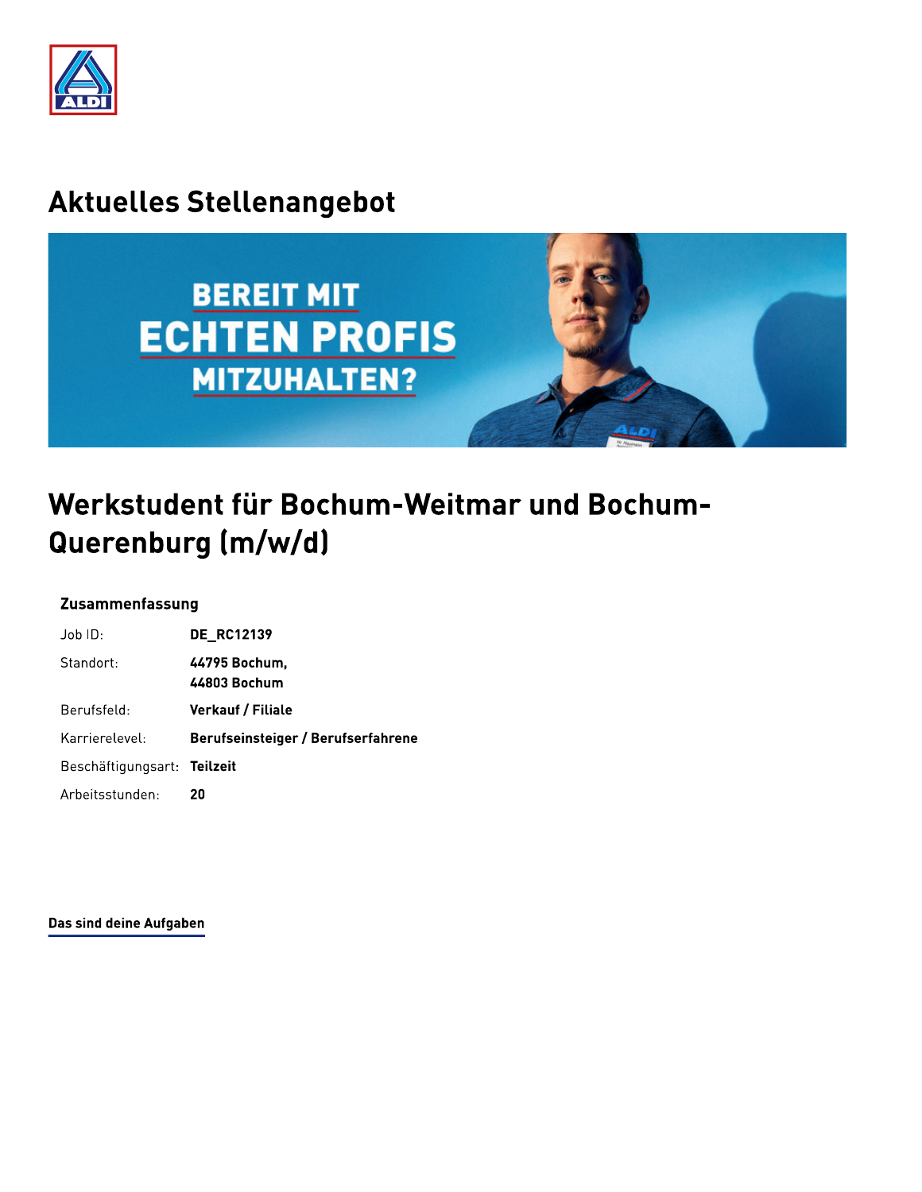# Aktuelles Stellenangebot

# Werkstudent für Bochum-Weitmar und Bochum-Querenburg (m/w/d)

### Zusammenfassung

| | |
|---|---|
| Job ID: | **DE_RC12139** |
| Standort: | **44795 Bochum,**<br>**44803 Bochum** |
| Berufsfeld: | **Verkauf / Filiale** |
| Karrierelevel: | **Berufseinsteiger / Berufserfahrene** |
| Beschäftigungsart: | **Teilzeit** |
| Arbeitsstunden: | **20** |

**Das sind deine Aufgaben**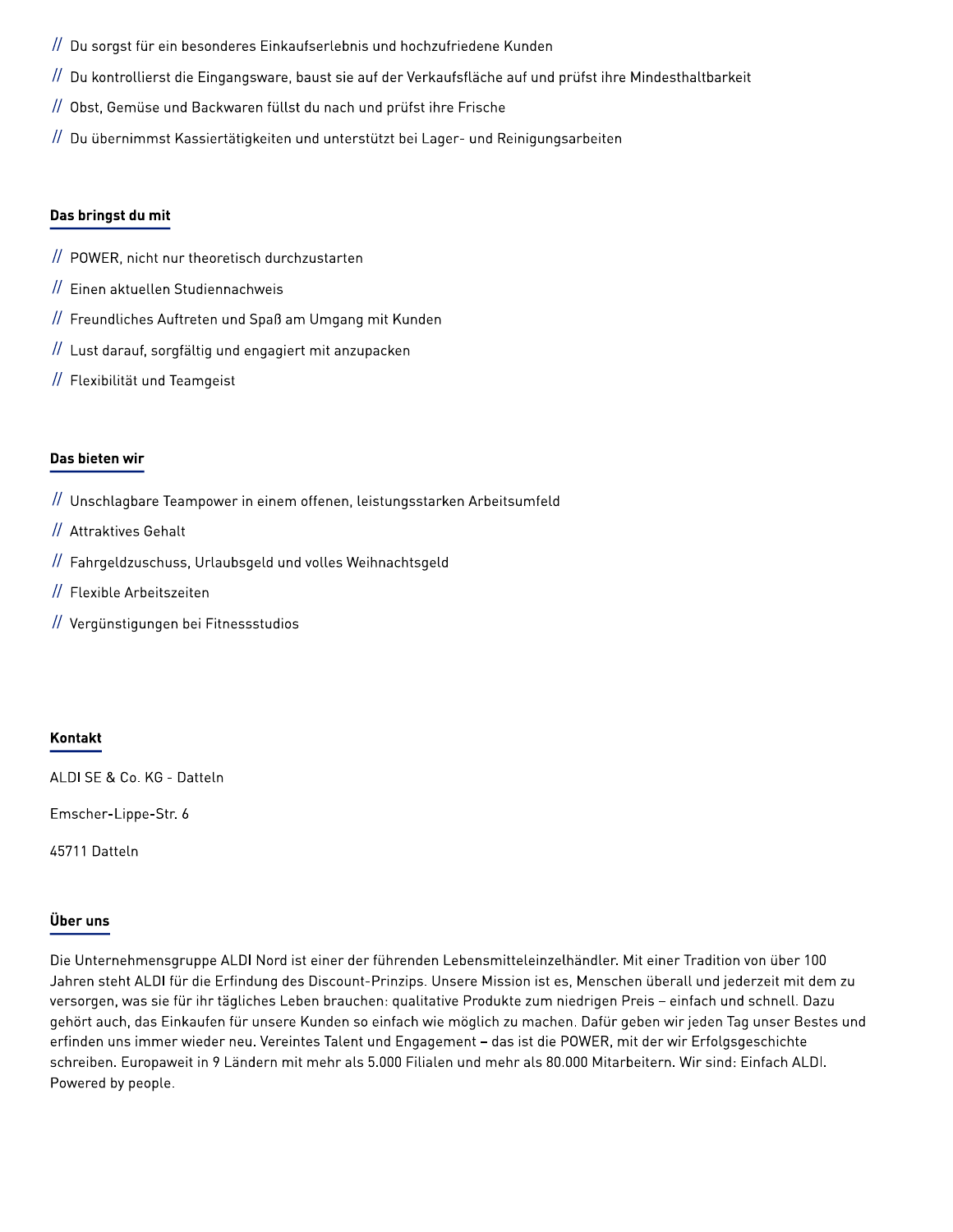// Du sorgst für ein besonderes Einkaufserlebnis und hochzufriedene Kunden

// Du kontrollierst die Eingangsware, baust sie auf der Verkaufsfläche auf und prüfst ihre Mindesthaltbarkeit

// Obst, Gemüse und Backwaren füllst du nach und prüfst ihre Frische

// Du übernimmst Kassiertätigkeiten und unterstützt bei Lager- und Reinigungsarbeiten

## Das bringst du mit

// POWER, nicht nur theoretisch durchzustarten

// Einen aktuellen Studiennachweis

// Freundliches Auftreten und Spaß am Umgang mit Kunden

// Lust darauf, sorgfältig und engagiert mit anzupacken

// Flexibilität und Teamgeist

## Das bieten wir

// Unschlagbare Teampower in einem offenen, leistungsstarken Arbeitsumfeld

// Attraktives Gehalt

// Fahrgeldzuschuss, Urlaubsgeld und volles Weihnachtsgeld

// Flexible Arbeitszeiten

// Vergünstigungen bei Fitnessstudios

## Kontakt

ALDI SE & Co. KG - Datteln

Emscher-Lippe-Str. 6

45711 Datteln

## Über uns

Die Unternehmensgruppe ALDI Nord ist einer der führenden Lebensmitteleinzelhändler. Mit einer Tradition von über 100 Jahren steht ALDI für die Erfindung des Discount-Prinzips. Unsere Mission ist es, Menschen überall und jederzeit mit dem zu versorgen, was sie für ihr tägliches Leben brauchen: qualitative Produkte zum niedrigen Preis – einfach und schnell. Dazu gehört auch, das Einkaufen für unsere Kunden so einfach wie möglich zu machen. Dafür geben wir jeden Tag unser Bestes und erfinden uns immer wieder neu. Vereintes Talent und Engagement – das ist die POWER, mit der wir Erfolgsgeschichte schreiben. Europaweit in 9 Ländern mit mehr als 5.000 Filialen und mehr als 80.000 Mitarbeitern. Wir sind: Einfach ALDI. Powered by people.